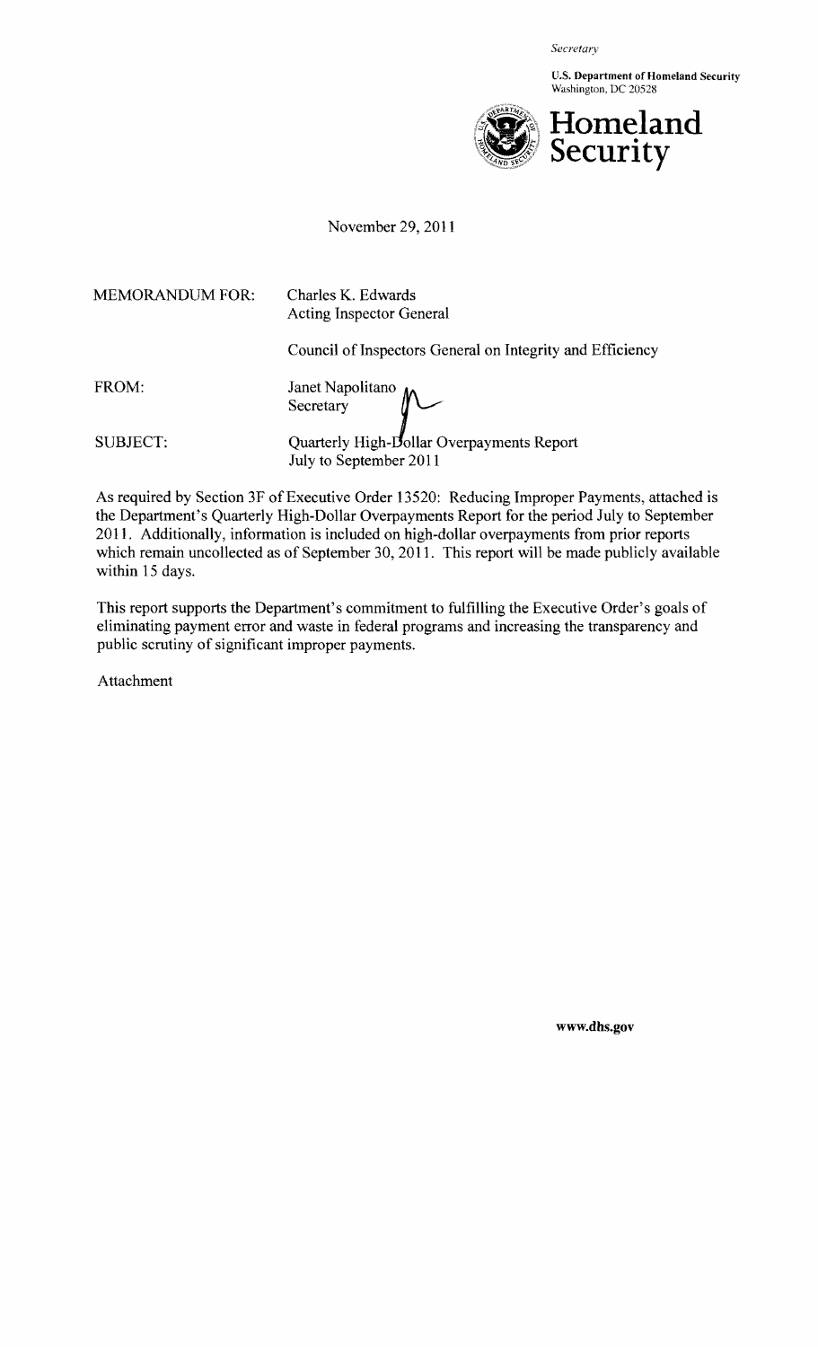*Secretary*

**U.S. Department of Homeland Security**
Washington, DC 20528

**Homeland Security**

November 29, 2011

| | |
|---|---|
| MEMORANDUM FOR: | Charles K. Edwards<br>Acting Inspector General |
| | Council of Inspectors General on Integrity and Efficiency |
| FROM: | Janet Napolitano<br>Secretary |
| SUBJECT: | Quarterly High-Dollar Overpayments Report<br>July to September 2011 |

As required by Section 3F of Executive Order 13520: Reducing Improper Payments, attached is the Department's Quarterly High-Dollar Overpayments Report for the period July to September 2011. Additionally, information is included on high-dollar overpayments from prior reports which remain uncollected as of September 30, 2011. This report will be made publicly available within 15 days.

This report supports the Department's commitment to fulfilling the Executive Order's goals of eliminating payment error and waste in federal programs and increasing the transparency and public scrutiny of significant improper payments.

Attachment

**www.dhs.gov**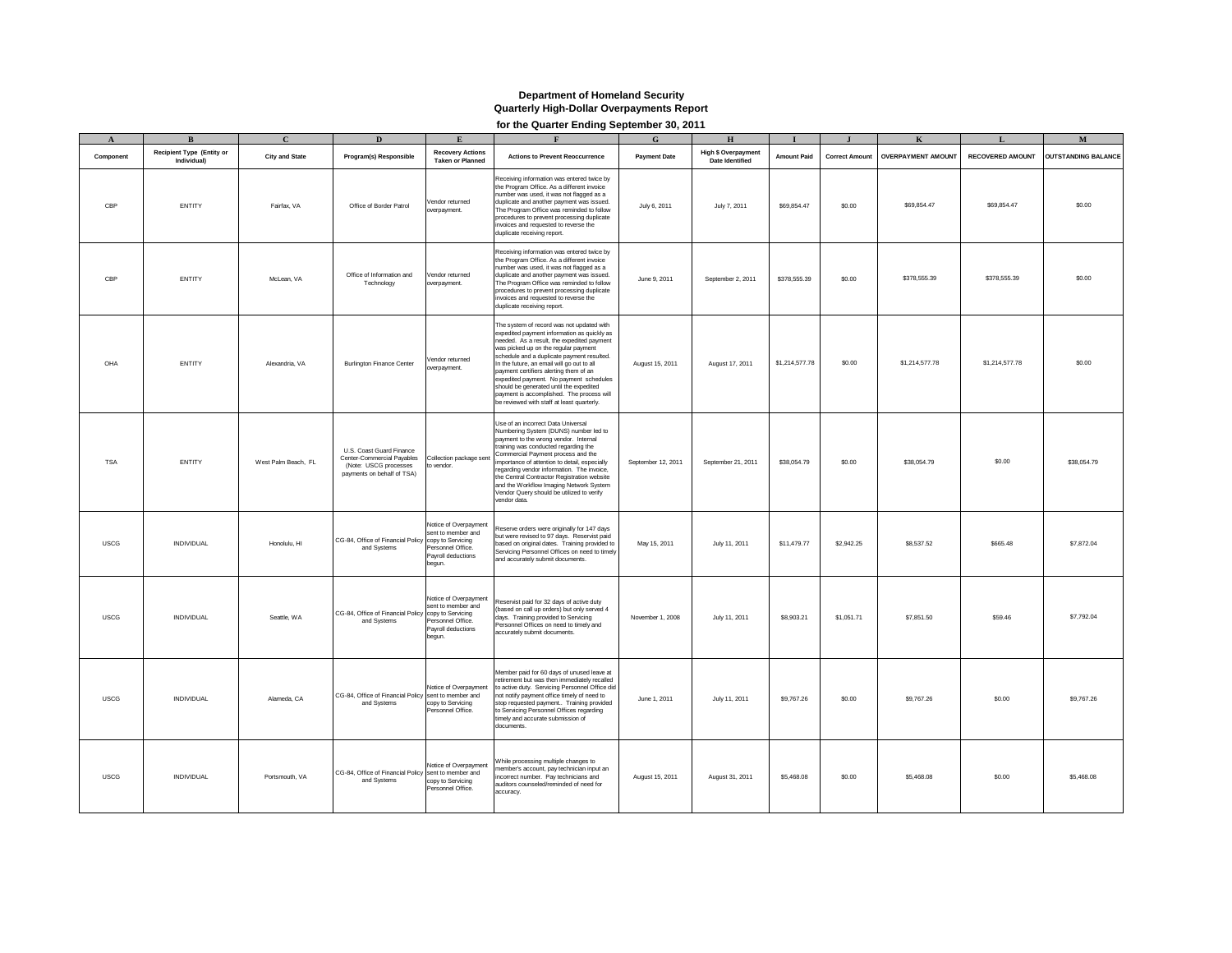**Department of Homeland Security**
**Quarterly High-Dollar Overpayments Report**
**for the Quarter Ending September 30, 2011**

| A | B | C | D | E | F | G | H | I | J | K | L | M |
|---|---|---|---|---|---|---|---|---|---|---|---|---|
| **Component** | **Recipient Type (Entity or Individual)** | **City and State** | **Program(s) Responsible** | **Recovery Actions Taken or Planned** | **Actions to Prevent Reoccurrence** | **Payment Date** | **High $ Overpayment Date Identified** | **Amount Paid** | **Correct Amount** | **OVERPAYMENT AMOUNT** | **RECOVERED AMOUNT** | **OUTSTANDING BALANCE** |
| CBP | ENTITY | Fairfax, VA | Office of Border Patrol | Vendor returned overpayment. | Receiving information was entered twice by the Program Office. As a different invoice number was used, it was not flagged as a duplicate and another payment was issued. The Program Office was reminded to follow procedures to prevent processing duplicate invoices and requested to reverse the duplicate receiving report. | July 6, 2011 | July 7, 2011 | $69,854.47 | $0.00 | $69,854.47 | $69,854.47 | $0.00 |
| CBP | ENTITY | McLean, VA | Office of Information and Technology | Vendor returned overpayment. | Receiving information was entered twice by the Program Office. As a different invoice number was used, it was not flagged as a duplicate and another payment was issued. The Program Office was reminded to follow procedures to prevent processing duplicate invoices and requested to reverse the duplicate receiving report. | June 9, 2011 | September 2, 2011 | $378,555.39 | $0.00 | $378,555.39 | $378,555.39 | $0.00 |
| OHA | ENTITY | Alexandria, VA | Burlington Finance Center | Vendor returned overpayment. | The system of record was not updated with expedited payment information as quickly as needed. As a result, the expedited payment was picked up on the regular payment schedule and a duplicate payment resulted. In the future, an email will go out to all payment certifiers alerting them of an expedited payment. No payment schedules should be generated until the expedited payment is accomplished. The process will be reviewed with staff at least quarterly. | August 15, 2011 | August 17, 2011 | $1,214,577.78 | $0.00 | $1,214,577.78 | $1,214,577.78 | $0.00 |
| TSA | ENTITY | West Palm Beach, FL | U.S. Coast Guard Finance Center-Commercial Payables (Note: USCG processes payments on behalf of TSA) | Collection package sent to vendor. | Use of an incorrect Data Universal Numbering System (DUNS) number led to payment to the wrong vendor. Internal training was conducted regarding the Commercial Payment process and the importance of attention to detail, especially regarding vendor information. The invoice, the Central Contractor Registration website and the Workflow Imaging Network System Vendor Query should be utilized to verify vendor data. | September 12, 2011 | September 21, 2011 | $38,054.79 | $0.00 | $38,054.79 | $0.00 | $38,054.79 |
| USCG | INDIVIDUAL | Honolulu, HI | CG-84, Office of Financial Policy and Systems | Notice of Overpayment sent to member and copy to Servicing Personnel Office. Payroll deductions begun. | Reserve orders were originally for 147 days but were revised to 97 days. Reservist paid based on original dates. Training provided to Servicing Personnel Offices on need to timely and accurately submit documents. | May 15, 2011 | July 11, 2011 | $11,479.77 | $2,942.25 | $8,537.52 | $665.48 | $7,872.04 |
| USCG | INDIVIDUAL | Seattle, WA | CG-84, Office of Financial Policy and Systems | Notice of Overpayment sent to member and copy to Servicing Personnel Office. Payroll deductions begun. | Reservist paid for 32 days of active duty (based on call up orders) but only served 4 days. Training provided to Servicing Personnel Offices on need to timely and accurately submit documents. | November 1, 2008 | July 11, 2011 | $8,903.21 | $1,051.71 | $7,851.50 | $59.46 | $7,792.04 |
| USCG | INDIVIDUAL | Alameda, CA | CG-84, Office of Financial Policy and Systems | Notice of Overpayment sent to member and copy to Servicing Personnel Office. | Member paid for 60 days of unused leave at retirement but was then immediately recalled to active duty. Servicing Personnel Office did not notify payment office timely of need to stop requested payment.. Training provided to Servicing Personnel Offices regarding timely and accurate submission of documents. | June 1, 2011 | July 11, 2011 | $9,767.26 | $0.00 | $9,767.26 | $0.00 | $9,767.26 |
| USCG | INDIVIDUAL | Portsmouth, VA | CG-84, Office of Financial Policy and Systems | Notice of Overpayment sent to member and copy to Servicing Personnel Office. | While processing multiple changes to member's account, pay technician input an incorrect number. Pay technicians and auditors counseled/reminded of need for accuracy. | August 15, 2011 | August 31, 2011 | $5,468.08 | $0.00 | $5,468.08 | $0.00 | $5,468.08 |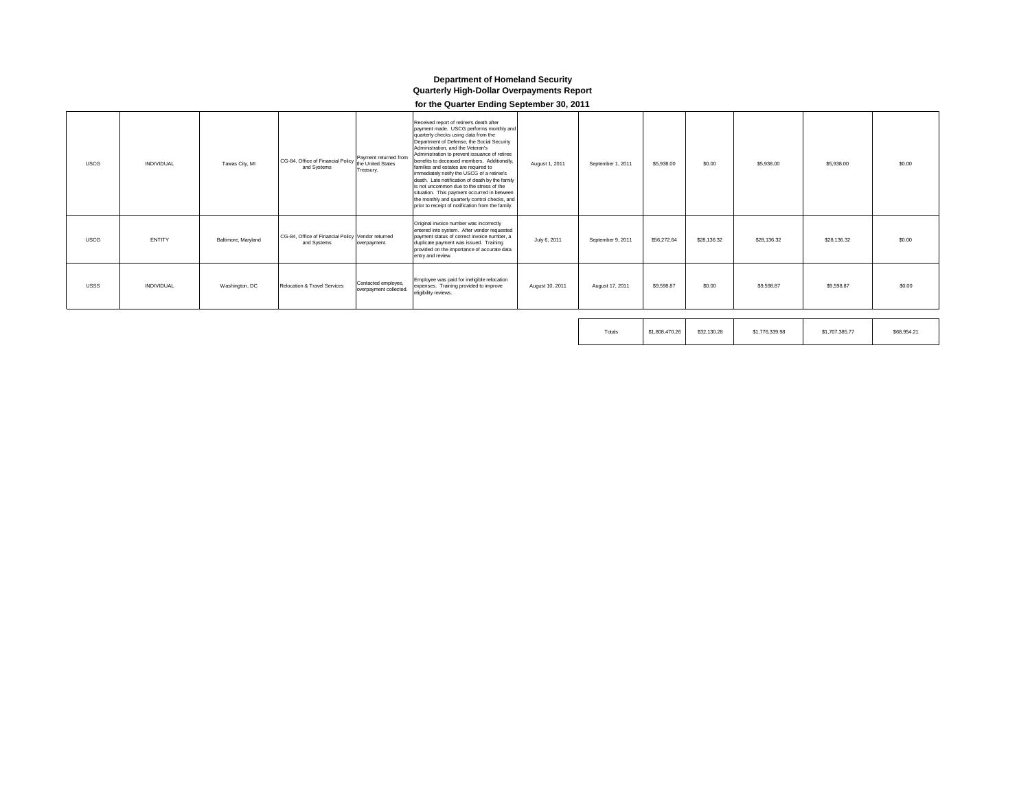**Department of Homeland Security**
**Quarterly High-Dollar Overpayments Report**
**for the Quarter Ending September 30, 2011**

| | | | | | | | | | | | | |
|---|---|---|---|---|---|---|---|---|---|---|---|---|
| USCG | INDIVIDUAL | Tawas City, MI | CG-84, Office of Financial Policy and Systems | Payment returned from the United States Treasury. | Received report of retiree's death after payment made. USCG performs monthly and quarterly checks using data from the Department of Defense, the Social Security Administration, and the Veteran's Administration to prevent issuance of retiree benefits to deceased members. Additionally, families and estates are required to immediately notify the USCG of a retiree's death. Late notification of death by the family is not uncommon due to the stress of the situation. This payment occurred in between the monthly and quarterly control checks, and prior to receipt of notification from the family. | August 1, 2011 | September 1, 2011 | $5,938.00 | $0.00 | $5,938.00 | $5,938.00 | $0.00 |
| USCG | ENTITY | Baltimore, Maryland | CG-84, Office of Financial Policy and Systems | Vendor returned overpayment. | Original invoice number was incorrectly entered into system. After vendor requested payment status of correct invoice number, a duplicate payment was issued. Training provided on the importance of accurate data entry and review. | July 6, 2011 | September 9, 2011 | $56,272.64 | $28,136.32 | $28,136.32 | $28,136.32 | $0.00 |
| USSS | INDIVIDUAL | Washington, DC | Relocation & Travel Services | Contacted employee, overpayment collected. | Employee was paid for ineligible relocation expenses. Training provided to improve eligibility reviews. | August 10, 2011 | August 17, 2011 | $9,598.87 | $0.00 | $9,598.87 | $9,598.87 | $0.00 |
| | | | | | | | Totals | $1,808,470.26 | $32,130.28 | $1,776,339.98 | $1,707,385.77 | $68,954.21 |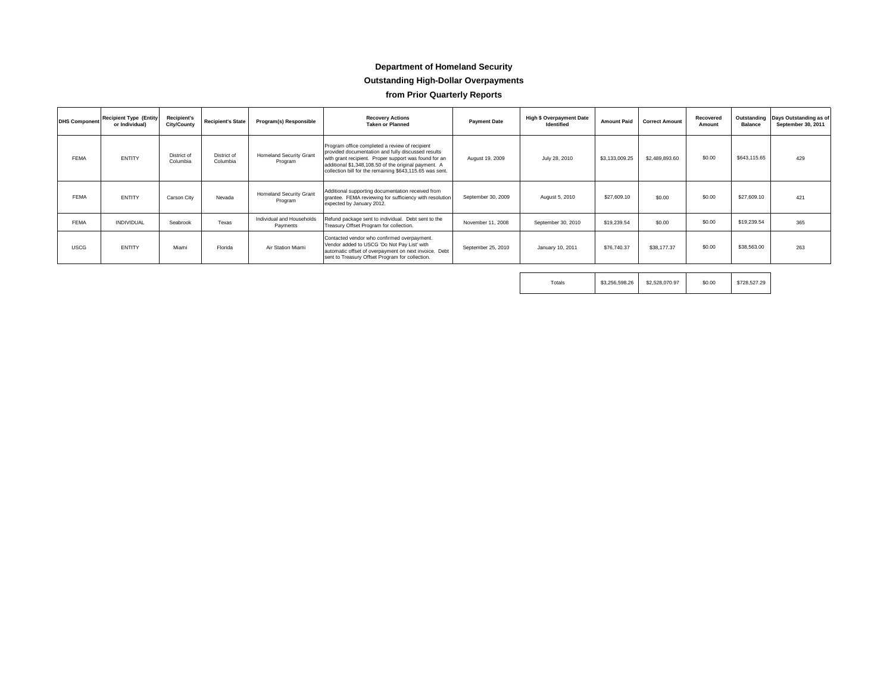### Department of Homeland Security
### Outstanding High-Dollar Overpayments
### from Prior Quarterly Reports

| DHS Component | Recipient Type (Entity or Individual) | Recipient's City/County | Recipient's State | Program(s) Responsible | Recovery Actions Taken or Planned | Payment Date | High $ Overpayment Date Identified | Amount Paid | Correct Amount | Recovered Amount | Outstanding Balance | Days Outstanding as of September 30, 2011 |
|---|---|---|---|---|---|---|---|---|---|---|---|---|
| FEMA | ENTITY | District of Columbia | District of Columbia | Homeland Security Grant Program | Program office completed a review of recipient provided documentation and fully discussed results with grant recipient. Proper support was found for an additional $1,348,108.50 of the original payment. A collection bill for the remaining $643,115.65 was sent. | August 19, 2009 | July 28, 2010 | $3,133,009.25 | $2,489,893.60 | $0.00 | $643,115.65 | 429 |
| FEMA | ENTITY | Carson City | Nevada | Homeland Security Grant Program | Additional supporting documentation received from grantee. FEMA reviewing for sufficiency with resolution expected by January 2012. | September 30, 2009 | August 5, 2010 | $27,609.10 | $0.00 | $0.00 | $27,609.10 | 421 |
| FEMA | INDIVIDUAL | Seabrook | Texas | Individual and Households Payments | Refund package sent to individual. Debt sent to the Treasury Offset Program for collection. | November 11, 2008 | September 30, 2010 | $19,239.54 | $0.00 | $0.00 | $19,239.54 | 365 |
| USCG | ENTITY | Miami | Florida | Air Station Miami | Contacted vendor who confirmed overpayment. Vendor added to USCG 'Do Not Pay List' with automatic offset of overpayment on next invoice. Debt sent to Treasury Offset Program for collection. | September 25, 2010 | January 10, 2011 | $76,740.37 | $38,177.37 | $0.00 | $38,563.00 | 263 |
| | | | | | | | Totals | $3,256,598.26 | $2,528,070.97 | $0.00 | $728,527.29 | |